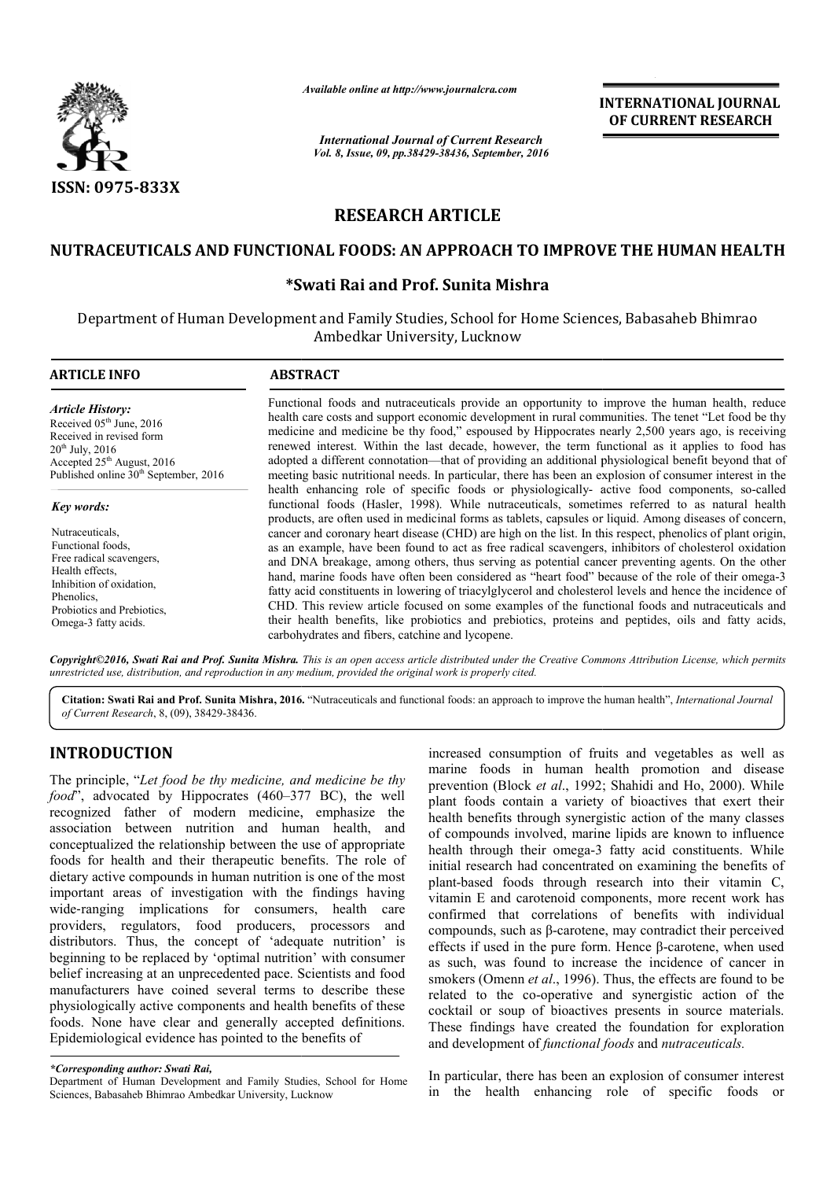*Available online at http://www.journalcra.com*

*International Journal of Current Research*
*Vol. 8, Issue, 09, pp.38429-38436, September, 2016*

**INTERNATIONAL JOURNAL OF CURRENT RESEARCH**

ISSN: 0975-833X

# RESEARCH ARTICLE

# NUTRACEUTICALS AND FUNCTIONAL FOODS: AN APPROACH TO IMPROVE THE HUMAN HEALTH

**\*Swati Rai and Prof. Sunita Mishra**

Department of Human Development and Family Studies, School for Home Sciences, Babasaheb Bhimrao Ambedkar University, Lucknow

**ARTICLE INFO**

*Article History:*

Received 05th June, 2016
Received in revised form 20th July, 2016
Accepted 25th August, 2016
Published online 30th September, 2016

*Key words:*

Nutraceuticals,
Functional foods,
Free radical scavengers,
Health effects,
Inhibition of oxidation,
Phenolics,
Probiotics and Prebiotics,
Omega-3 fatty acids.

**ABSTRACT**

Functional foods and nutraceuticals provide an opportunity to improve the human health, reduce health care costs and support economic development in rural communities. The tenet "Let food be thy medicine and medicine be thy food," espoused by Hippocrates nearly 2,500 years ago, is receiving renewed interest. Within the last decade, however, the term functional as it applies to food has adopted a different connotation—that of providing an additional physiological benefit beyond that of meeting basic nutritional needs. In particular, there has been an explosion of consumer interest in the health enhancing role of specific foods or physiologically- active food components, so-called functional foods (Hasler, 1998). While nutraceuticals, sometimes referred to as natural health products, are often used in medicinal forms as tablets, capsules or liquid. Among diseases of concern, cancer and coronary heart disease (CHD) are high on the list. In this respect, phenolics of plant origin, as an example, have been found to act as free radical scavengers, inhibitors of cholesterol oxidation and DNA breakage, among others, thus serving as potential cancer preventing agents. On the other hand, marine foods have often been considered as "heart food" because of the role of their omega-3 fatty acid constituents in lowering of triacylglycerol and cholesterol levels and hence the incidence of CHD. This review article focused on some examples of the functional foods and nutraceuticals and their health benefits, like probiotics and prebiotics, proteins and peptides, oils and fatty acids, carbohydrates and fibers, catchine and lycopene.

*Copyright©2016, Swati Rai and Prof. Sunita Mishra. This is an open access article distributed under the Creative Commons Attribution License, which permits unrestricted use, distribution, and reproduction in any medium, provided the original work is properly cited.*

**Citation: Swati Rai and Prof. Sunita Mishra, 2016.** "Nutraceuticals and functional foods: an approach to improve the human health", *International Journal of Current Research*, 8, (09), 38429-38436.

## INTRODUCTION

The principle, "*Let food be thy medicine, and medicine be thy food*", advocated by Hippocrates (460–377 BC), the well recognized father of modern medicine, emphasize the association between nutrition and human health, and conceptualized the relationship between the use of appropriate foods for health and their therapeutic benefits. The role of dietary active compounds in human nutrition is one of the most important areas of investigation with the findings having wide-ranging implications for consumers, health care providers, regulators, food producers, processors and distributors. Thus, the concept of 'adequate nutrition' is beginning to be replaced by 'optimal nutrition' with consumer belief increasing at an unprecedented pace. Scientists and food manufacturers have coined several terms to describe these physiologically active components and health benefits of these foods. None have clear and generally accepted definitions. Epidemiological evidence has pointed to the benefits of increased consumption of fruits and vegetables as well as marine foods in human health promotion and disease prevention (Block *et al*., 1992; Shahidi and Ho, 2000). While plant foods contain a variety of bioactives that exert their health benefits through synergistic action of the many classes of compounds involved, marine lipids are known to influence health through their omega-3 fatty acid constituents. While initial research had concentrated on examining the benefits of plant-based foods through research into their vitamin C, vitamin E and carotenoid components, more recent work has confirmed that correlations of benefits with individual compounds, such as β-carotene, may contradict their perceived effects if used in the pure form. Hence β-carotene, when used as such, was found to increase the incidence of cancer in smokers (Omenn *et al*., 1996). Thus, the effects are found to be related to the co-operative and synergistic action of the cocktail or soup of bioactives presents in source materials. These findings have created the foundation for exploration and development of *functional foods* and *nutraceuticals.*

In particular, there has been an explosion of consumer interest in the health enhancing role of specific foods or

*\*Corresponding author: Swati Rai,*
Department of Human Development and Family Studies, School for Home Sciences, Babasaheb Bhimrao Ambedkar University, Lucknow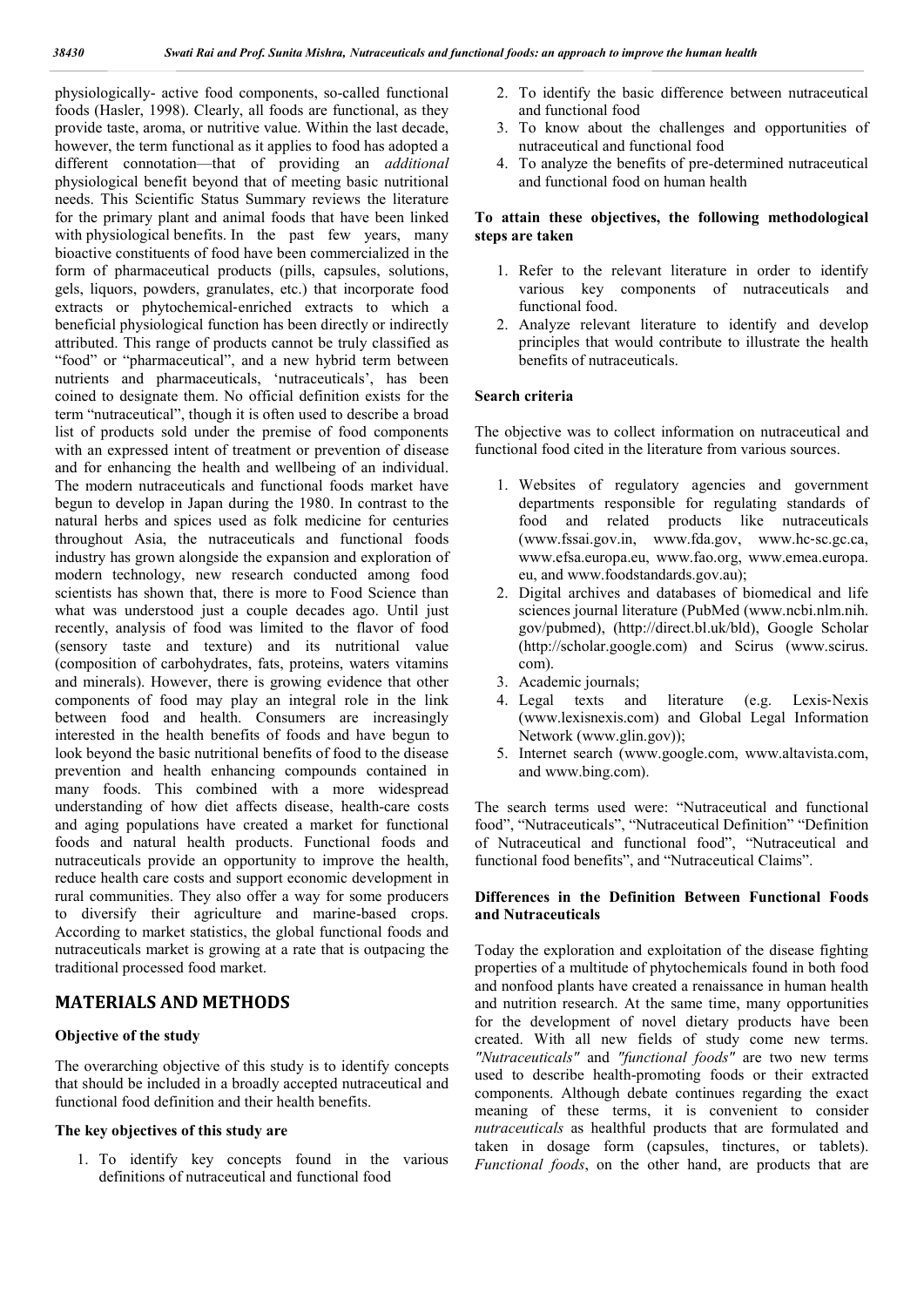physiologically- active food components, so-called functional foods (Hasler, 1998). Clearly, all foods are functional, as they provide taste, aroma, or nutritive value. Within the last decade, however, the term functional as it applies to food has adopted a different connotation—that of providing an *additional* physiological benefit beyond that of meeting basic nutritional needs. This Scientific Status Summary reviews the literature for the primary plant and animal foods that have been linked with physiological benefits. In the past few years, many bioactive constituents of food have been commercialized in the form of pharmaceutical products (pills, capsules, solutions, gels, liquors, powders, granulates, etc.) that incorporate food extracts or phytochemical-enriched extracts to which a beneficial physiological function has been directly or indirectly attributed. This range of products cannot be truly classified as "food" or "pharmaceutical", and a new hybrid term between nutrients and pharmaceuticals, 'nutraceuticals', has been coined to designate them. No official definition exists for the term "nutraceutical", though it is often used to describe a broad list of products sold under the premise of food components with an expressed intent of treatment or prevention of disease and for enhancing the health and wellbeing of an individual. The modern nutraceuticals and functional foods market have begun to develop in Japan during the 1980. In contrast to the natural herbs and spices used as folk medicine for centuries throughout Asia, the nutraceuticals and functional foods industry has grown alongside the expansion and exploration of modern technology, new research conducted among food scientists has shown that, there is more to Food Science than what was understood just a couple decades ago. Until just recently, analysis of food was limited to the flavor of food (sensory taste and texture) and its nutritional value (composition of carbohydrates, fats, proteins, waters vitamins and minerals). However, there is growing evidence that other components of food may play an integral role in the link between food and health. Consumers are increasingly interested in the health benefits of foods and have begun to look beyond the basic nutritional benefits of food to the disease prevention and health enhancing compounds contained in many foods. This combined with a more widespread understanding of how diet affects disease, health-care costs and aging populations have created a market for functional foods and natural health products. Functional foods and nutraceuticals provide an opportunity to improve the health, reduce health care costs and support economic development in rural communities. They also offer a way for some producers to diversify their agriculture and marine-based crops. According to market statistics, the global functional foods and nutraceuticals market is growing at a rate that is outpacing the traditional processed food market.

# MATERIALS AND METHODS

### Objective of the study

The overarching objective of this study is to identify concepts that should be included in a broadly accepted nutraceutical and functional food definition and their health benefits.

### The key objectives of this study are

1. To identify key concepts found in the various definitions of nutraceutical and functional food
2. To identify the basic difference between nutraceutical and functional food
3. To know about the challenges and opportunities of nutraceutical and functional food
4. To analyze the benefits of pre-determined nutraceutical and functional food on human health

### To attain these objectives, the following methodological steps are taken

1. Refer to the relevant literature in order to identify various key components of nutraceuticals and functional food.
2. Analyze relevant literature to identify and develop principles that would contribute to illustrate the health benefits of nutraceuticals.

### Search criteria

The objective was to collect information on nutraceutical and functional food cited in the literature from various sources.

1. Websites of regulatory agencies and government departments responsible for regulating standards of food and related products like nutraceuticals (www.fssai.gov.in, www.fda.gov, www.hc-sc.gc.ca, www.efsa.europa.eu, www.fao.org, www.emea.europa.eu, and www.foodstandards.gov.au);
2. Digital archives and databases of biomedical and life sciences journal literature (PubMed (www.ncbi.nlm.nih.gov/pubmed), (http://direct.bl.uk/bld), Google Scholar (http://scholar.google.com) and Scirus (www.scirus.com).
3. Academic journals;
4. Legal texts and literature (e.g. Lexis-Nexis (www.lexisnexis.com) and Global Legal Information Network (www.glin.gov));
5. Internet search (www.google.com, www.altavista.com, and www.bing.com).

The search terms used were: "Nutraceutical and functional food", "Nutraceuticals", "Nutraceutical Definition" "Definition of Nutraceutical and functional food", "Nutraceutical and functional food benefits", and "Nutraceutical Claims".

### Differences in the Definition Between Functional Foods and Nutraceuticals

Today the exploration and exploitation of the disease fighting properties of a multitude of phytochemicals found in both food and nonfood plants have created a renaissance in human health and nutrition research. At the same time, many opportunities for the development of novel dietary products have been created. With all new fields of study come new terms. *"Nutraceuticals"* and *"functional foods"* are two new terms used to describe health-promoting foods or their extracted components. Although debate continues regarding the exact meaning of these terms, it is convenient to consider *nutraceuticals* as healthful products that are formulated and taken in dosage form (capsules, tinctures, or tablets). *Functional foods*, on the other hand, are products that are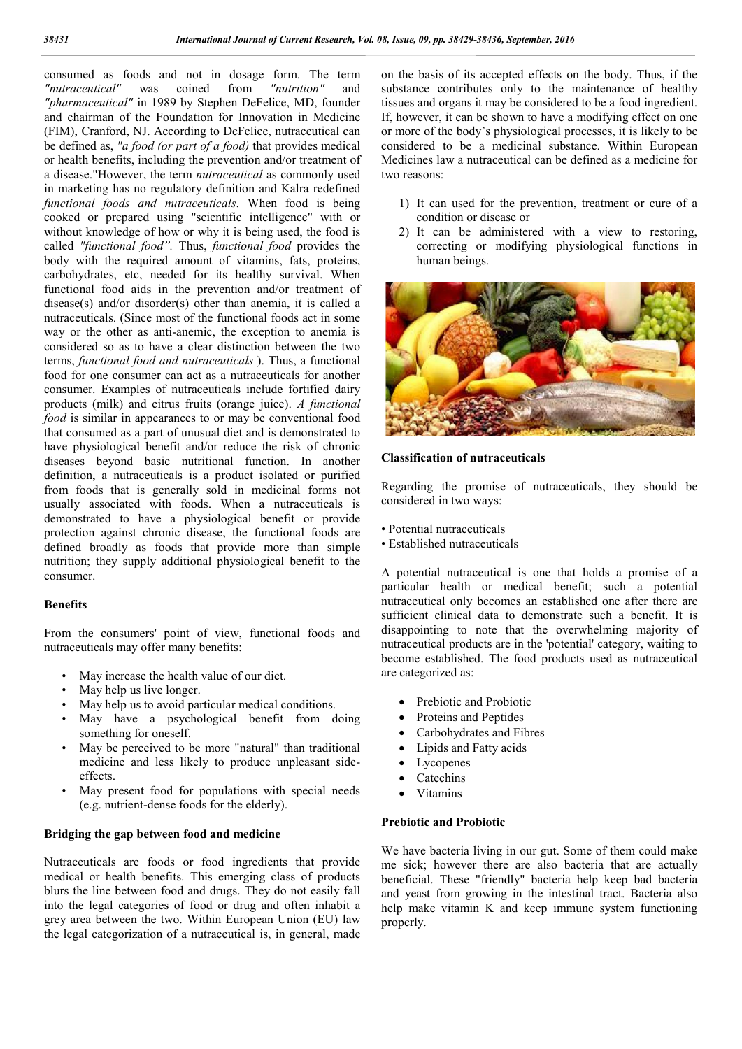consumed as foods and not in dosage form. The term *"nutraceutical"* was coined from *"nutrition"* and *"pharmaceutical"* in 1989 by Stephen DeFelice, MD, founder and chairman of the Foundation for Innovation in Medicine (FIM), Cranford, NJ. According to DeFelice, nutraceutical can be defined as, *"a food (or part of a food)* that provides medical or health benefits, including the prevention and/or treatment of a disease."However, the term *nutraceutical* as commonly used in marketing has no regulatory definition and Kalra redefined *functional foods and nutraceuticals*. When food is being cooked or prepared using "scientific intelligence" with or without knowledge of how or why it is being used, the food is called *"functional food".* Thus, *functional food* provides the body with the required amount of vitamins, fats, proteins, carbohydrates, etc, needed for its healthy survival. When functional food aids in the prevention and/or treatment of disease(s) and/or disorder(s) other than anemia, it is called a nutraceuticals. (Since most of the functional foods act in some way or the other as anti-anemic, the exception to anemia is considered so as to have a clear distinction between the two terms, *functional food and nutraceuticals* ). Thus, a functional food for one consumer can act as a nutraceuticals for another consumer. Examples of nutraceuticals include fortified dairy products (milk) and citrus fruits (orange juice). *A functional food* is similar in appearances to or may be conventional food that consumed as a part of unusual diet and is demonstrated to have physiological benefit and/or reduce the risk of chronic diseases beyond basic nutritional function. In another definition, a nutraceuticals is a product isolated or purified from foods that is generally sold in medicinal forms not usually associated with foods. When a nutraceuticals is demonstrated to have a physiological benefit or provide protection against chronic disease, the functional foods are defined broadly as foods that provide more than simple nutrition; they supply additional physiological benefit to the consumer.

## Benefits

From the consumers' point of view, functional foods and nutraceuticals may offer many benefits:

- May increase the health value of our diet.
- May help us live longer.
- May help us to avoid particular medical conditions.
- May have a psychological benefit from doing something for oneself.
- May be perceived to be more "natural" than traditional medicine and less likely to produce unpleasant side-effects.
- May present food for populations with special needs (e.g. nutrient-dense foods for the elderly).

## Bridging the gap between food and medicine

Nutraceuticals are foods or food ingredients that provide medical or health benefits. This emerging class of products blurs the line between food and drugs. They do not easily fall into the legal categories of food or drug and often inhabit a grey area between the two. Within European Union (EU) law the legal categorization of a nutraceutical is, in general, made on the basis of its accepted effects on the body. Thus, if the substance contributes only to the maintenance of healthy tissues and organs it may be considered to be a food ingredient. If, however, it can be shown to have a modifying effect on one or more of the body's physiological processes, it is likely to be considered to be a medicinal substance. Within European Medicines law a nutraceutical can be defined as a medicine for two reasons:

1) It can used for the prevention, treatment or cure of a condition or disease or
2) It can be administered with a view to restoring, correcting or modifying physiological functions in human beings.

## Classification of nutraceuticals

Regarding the promise of nutraceuticals, they should be considered in two ways:

- Potential nutraceuticals
- Established nutraceuticals

A potential nutraceutical is one that holds a promise of a particular health or medical benefit; such a potential nutraceutical only becomes an established one after there are sufficient clinical data to demonstrate such a benefit. It is disappointing to note that the overwhelming majority of nutraceutical products are in the 'potential' category, waiting to become established. The food products used as nutraceutical are categorized as:

- Prebiotic and Probiotic
- Proteins and Peptides
- Carbohydrates and Fibres
- Lipids and Fatty acids
- Lycopenes
- Catechins
- Vitamins

## Prebiotic and Probiotic

We have bacteria living in our gut. Some of them could make me sick; however there are also bacteria that are actually beneficial. These "friendly" bacteria help keep bad bacteria and yeast from growing in the intestinal tract. Bacteria also help make vitamin K and keep immune system functioning properly.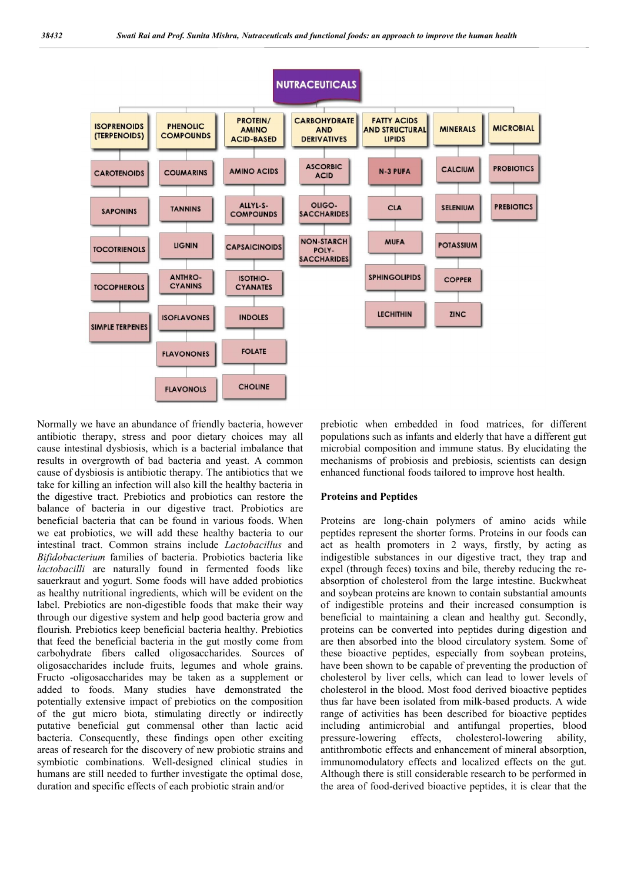**NUTRACEUTICALS**

| ISOPRENOIDS (TERPENOIDS) | PHENOLIC COMPOUNDS | PROTEIN/ AMINO ACID-BASED | CARBOHYDRATE AND DERIVATIVES | FATTY ACIDS AND STRUCTURAL LIPIDS | MINERALS | MICROBIAL |
|---|---|---|---|---|---|---|
| CAROTENOIDS | COUMARINS | AMINO ACIDS | ASCORBIC ACID | N-3 PUFA | CALCIUM | PROBIOTICS |
| SAPONINS | TANNINS | ALLYL-S-COMPOUNDS | OLIGO-SACCHARIDES | CLA | SELENIUM | PREBIOTICS |
| TOCOTRIENOLS | LIGNIN | CAPSAICINOIDS | NON-STARCH POLY-SACCHARIDES | MUFA | POTASSIUM | |
| TOCOPHEROLS | ANTHRO-CYANINS | ISOTHIO-CYANATES | | SPHINGOLIPIDS | COPPER | |
| SIMPLE TERPENES | ISOFLAVONES | INDOLES | | LECHITHIN | ZINC | |
| | FLAVONONES | FOLATE | | | | |
| | FLAVONOLS | CHOLINE | | | | |

Normally we have an abundance of friendly bacteria, however antibiotic therapy, stress and poor dietary choices may all cause intestinal dysbiosis, which is a bacterial imbalance that results in overgrowth of bad bacteria and yeast. A common cause of dysbiosis is antibiotic therapy. The antibiotics that we take for killing an infection will also kill the healthy bacteria in the digestive tract. Prebiotics and probiotics can restore the balance of bacteria in our digestive tract. Probiotics are beneficial bacteria that can be found in various foods. When we eat probiotics, we will add these healthy bacteria to our intestinal tract. Common strains include *Lactobacillus* and *Bifidobacterium* families of bacteria. Probiotics bacteria like *lactobacilli* are naturally found in fermented foods like sauerkraut and yogurt. Some foods will have added probiotics as healthy nutritional ingredients, which will be evident on the label. Prebiotics are non-digestible foods that make their way through our digestive system and help good bacteria grow and flourish. Prebiotics keep beneficial bacteria healthy. Prebiotics that feed the beneficial bacteria in the gut mostly come from carbohydrate fibers called oligosaccharides. Sources of oligosaccharides include fruits, legumes and whole grains. Fructo -oligosaccharides may be taken as a supplement or added to foods. Many studies have demonstrated the potentially extensive impact of prebiotics on the composition of the gut micro biota, stimulating directly or indirectly putative beneficial gut commensal other than lactic acid bacteria. Consequently, these findings open other exciting areas of research for the discovery of new probiotic strains and symbiotic combinations. Well-designed clinical studies in humans are still needed to further investigate the optimal dose, duration and specific effects of each probiotic strain and/or prebiotic when embedded in food matrices, for different populations such as infants and elderly that have a different gut microbial composition and immune status. By elucidating the mechanisms of probiosis and prebiosis, scientists can design enhanced functional foods tailored to improve host health.

**Proteins and Peptides**

Proteins are long-chain polymers of amino acids while peptides represent the shorter forms. Proteins in our foods can act as health promoters in 2 ways, firstly, by acting as indigestible substances in our digestive tract, they trap and expel (through feces) toxins and bile, thereby reducing the re-absorption of cholesterol from the large intestine. Buckwheat and soybean proteins are known to contain substantial amounts of indigestible proteins and their increased consumption is beneficial to maintaining a clean and healthy gut. Secondly, proteins can be converted into peptides during digestion and are then absorbed into the blood circulatory system. Some of these bioactive peptides, especially from soybean proteins, have been shown to be capable of preventing the production of cholesterol by liver cells, which can lead to lower levels of cholesterol in the blood. Most food derived bioactive peptides thus far have been isolated from milk-based products. A wide range of activities has been described for bioactive peptides including antimicrobial and antifungal properties, blood pressure-lowering effects, cholesterol-lowering ability, antithrombotic effects and enhancement of mineral absorption, immunomodulatory effects and localized effects on the gut. Although there is still considerable research to be performed in the area of food-derived bioactive peptides, it is clear that the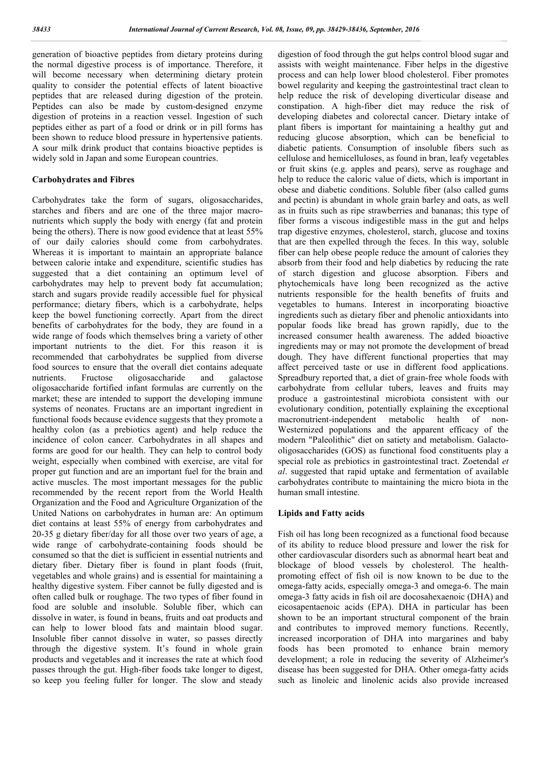generation of bioactive peptides from dietary proteins during the normal digestive process is of importance. Therefore, it will become necessary when determining dietary protein quality to consider the potential effects of latent bioactive peptides that are released during digestion of the protein. Peptides can also be made by custom-designed enzyme digestion of proteins in a reaction vessel. Ingestion of such peptides either as part of a food or drink or in pill forms has been shown to reduce blood pressure in hypertensive patients. A sour milk drink product that contains bioactive peptides is widely sold in Japan and some European countries.

**Carbohydrates and Fibres**

Carbohydrates take the form of sugars, oligosaccharides, starches and fibers and are one of the three major macronutrients which supply the body with energy (fat and protein being the others). There is now good evidence that at least 55% of our daily calories should come from carbohydrates. Whereas it is important to maintain an appropriate balance between calorie intake and expenditure, scientific studies has suggested that a diet containing an optimum level of carbohydrates may help to prevent body fat accumulation; starch and sugars provide readily accessible fuel for physical performance; dietary fibers, which is a carbohydrate, helps keep the bowel functioning correctly. Apart from the direct benefits of carbohydrates for the body, they are found in a wide range of foods which themselves bring a variety of other important nutrients to the diet. For this reason it is recommended that carbohydrates be supplied from diverse food sources to ensure that the overall diet contains adequate nutrients. Fructose oligosaccharide and galactose oligosaccharide fortified infant formulas are currently on the market; these are intended to support the developing immune systems of neonates. Fructans are an important ingredient in functional foods because evidence suggests that they promote a healthy colon (as a prebiotics agent) and help reduce the incidence of colon cancer. Carbohydrates in all shapes and forms are good for our health. They can help to control body weight, especially when combined with exercise, are vital for proper gut function and are an important fuel for the brain and active muscles. The most important messages for the public recommended by the recent report from the World Health Organization and the Food and Agriculture Organization of the United Nations on carbohydrates in human are: An optimum diet contains at least 55% of energy from carbohydrates and 20-35 g dietary fiber/day for all those over two years of age, a wide range of carbohydrate-containing foods should be consumed so that the diet is sufficient in essential nutrients and dietary fiber. Dietary fiber is found in plant foods (fruit, vegetables and whole grains) and is essential for maintaining a healthy digestive system. Fiber cannot be fully digested and is often called bulk or roughage. The two types of fiber found in food are soluble and insoluble. Soluble fiber, which can dissolve in water, is found in beans, fruits and oat products and can help to lower blood fats and maintain blood sugar. Insoluble fiber cannot dissolve in water, so passes directly through the digestive system. It's found in whole grain products and vegetables and it increases the rate at which food passes through the gut. High-fiber foods take longer to digest, so keep you feeling fuller for longer. The slow and steady digestion of food through the gut helps control blood sugar and assists with weight maintenance. Fiber helps in the digestive process and can help lower blood cholesterol. Fiber promotes bowel regularity and keeping the gastrointestinal tract clean to help reduce the risk of developing diverticular disease and constipation. A high-fiber diet may reduce the risk of developing diabetes and colorectal cancer. Dietary intake of plant fibers is important for maintaining a healthy gut and reducing glucose absorption, which can be beneficial to diabetic patients. Consumption of insoluble fibers such as cellulose and hemicelluloses, as found in bran, leafy vegetables or fruit skins (e.g. apples and pears), serve as roughage and help to reduce the caloric value of diets, which is important in obese and diabetic conditions. Soluble fiber (also called gums and pectin) is abundant in whole grain barley and oats, as well as in fruits such as ripe strawberries and bananas; this type of fiber forms a viscous indigestible mass in the gut and helps trap digestive enzymes, cholesterol, starch, glucose and toxins that are then expelled through the feces. In this way, soluble fiber can help obese people reduce the amount of calories they absorb from their food and help diabetics by reducing the rate of starch digestion and glucose absorption. Fibers and phytochemicals have long been recognized as the active nutrients responsible for the health benefits of fruits and vegetables to humans. Interest in incorporating bioactive ingredients such as dietary fiber and phenolic antioxidants into popular foods like bread has grown rapidly, due to the increased consumer health awareness. The added bioactive ingredients may or may not promote the development of bread dough. They have different functional properties that may affect perceived taste or use in different food applications. Spreadbury reported that, a diet of grain-free whole foods with carbohydrate from cellular tubers, leaves and fruits may produce a gastrointestinal microbiota consistent with our evolutionary condition, potentially explaining the exceptional macronutrient-independent metabolic health of non-Westernized populations and the apparent efficacy of the modern "Paleolithic" diet on satiety and metabolism. Galacto-oligosaccharides (GOS) as functional food constituents play a special role as prebiotics in gastrointestinal tract. Zoetendal *et al*. suggested that rapid uptake and fermentation of available carbohydrates contribute to maintaining the micro biota in the human small intestine.

**Lipids and Fatty acids**

Fish oil has long been recognized as a functional food because of its ability to reduce blood pressure and lower the risk for other cardiovascular disorders such as abnormal heart beat and blockage of blood vessels by cholesterol. The health-promoting effect of fish oil is now known to be due to the omega-fatty acids, especially omega-3 and omega-6. The main omega-3 fatty acids in fish oil are docosahexaenoic (DHA) and eicosapentaenoic acids (EPA). DHA in particular has been shown to be an important structural component of the brain and contributes to improved memory functions. Recently, increased incorporation of DHA into margarines and baby foods has been promoted to enhance brain memory development; a role in reducing the severity of Alzheimer's disease has been suggested for DHA. Other omega-fatty acids such as linoleic and linolenic acids also provide increased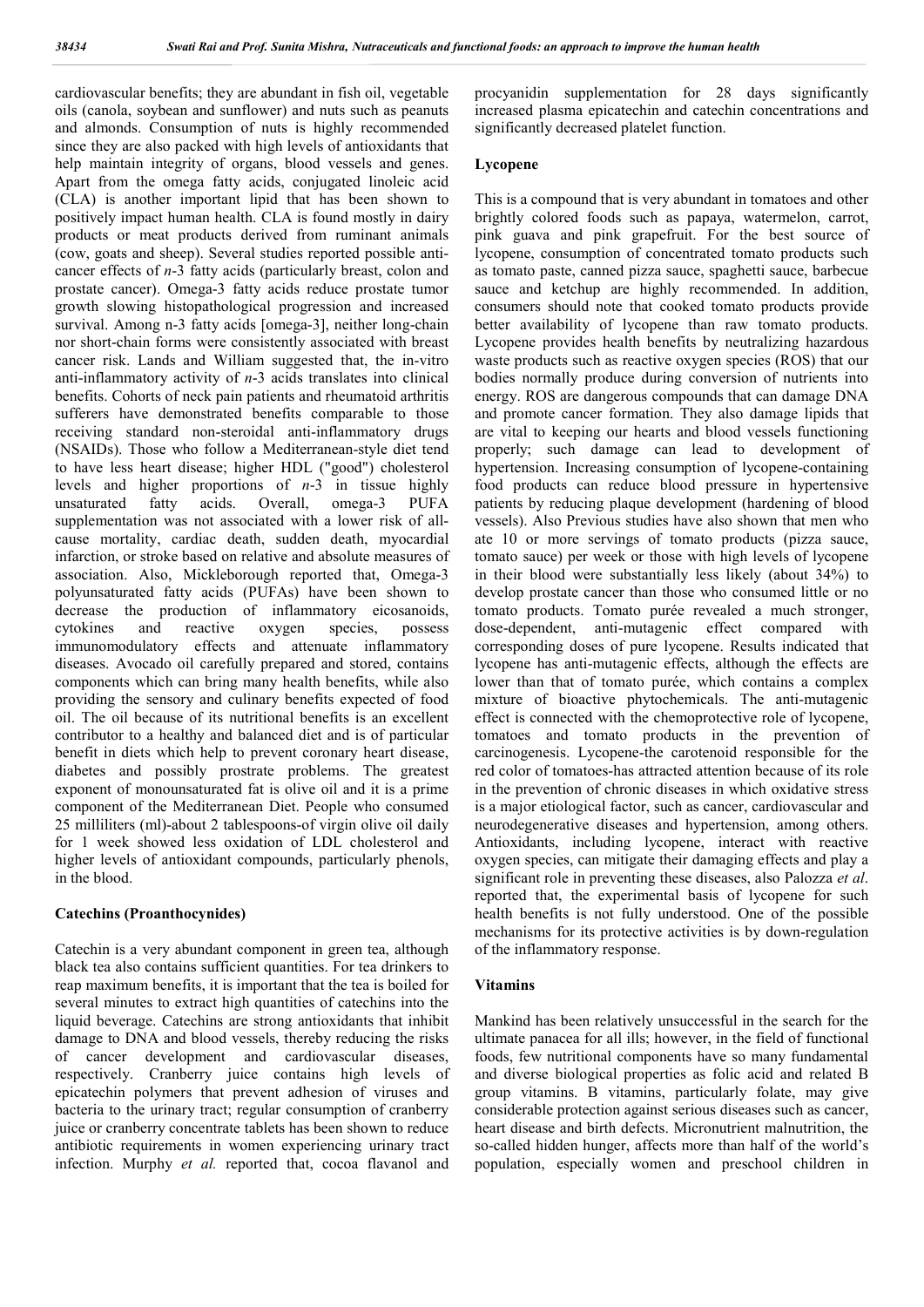cardiovascular benefits; they are abundant in fish oil, vegetable oils (canola, soybean and sunflower) and nuts such as peanuts and almonds. Consumption of nuts is highly recommended since they are also packed with high levels of antioxidants that help maintain integrity of organs, blood vessels and genes. Apart from the omega fatty acids, conjugated linoleic acid (CLA) is another important lipid that has been shown to positively impact human health. CLA is found mostly in dairy products or meat products derived from ruminant animals (cow, goats and sheep). Several studies reported possible anti-cancer effects of *n*-3 fatty acids (particularly breast, colon and prostate cancer). Omega-3 fatty acids reduce prostate tumor growth slowing histopathological progression and increased survival. Among n-3 fatty acids [omega-3], neither long-chain nor short-chain forms were consistently associated with breast cancer risk. Lands and William suggested that, the in-vitro anti-inflammatory activity of *n*-3 acids translates into clinical benefits. Cohorts of neck pain patients and rheumatoid arthritis sufferers have demonstrated benefits comparable to those receiving standard non-steroidal anti-inflammatory drugs (NSAIDs). Those who follow a Mediterranean-style diet tend to have less heart disease; higher HDL ("good") cholesterol levels and higher proportions of *n*-3 in tissue highly unsaturated fatty acids. Overall, omega-3 PUFA supplementation was not associated with a lower risk of all-cause mortality, cardiac death, sudden death, myocardial infarction, or stroke based on relative and absolute measures of association. Also, Mickleborough reported that, Omega-3 polyunsaturated fatty acids (PUFAs) have been shown to decrease the production of inflammatory eicosanoids, cytokines and reactive oxygen species, possess immunomodulatory effects and attenuate inflammatory diseases. Avocado oil carefully prepared and stored, contains components which can bring many health benefits, while also providing the sensory and culinary benefits expected of food oil. The oil because of its nutritional benefits is an excellent contributor to a healthy and balanced diet and is of particular benefit in diets which help to prevent coronary heart disease, diabetes and possibly prostrate problems. The greatest exponent of monounsaturated fat is olive oil and it is a prime component of the Mediterranean Diet. People who consumed 25 milliliters (ml)-about 2 tablespoons-of virgin olive oil daily for 1 week showed less oxidation of LDL cholesterol and higher levels of antioxidant compounds, particularly phenols, in the blood.

### Catechins (Proanthocynides)

Catechin is a very abundant component in green tea, although black tea also contains sufficient quantities. For tea drinkers to reap maximum benefits, it is important that the tea is boiled for several minutes to extract high quantities of catechins into the liquid beverage. Catechins are strong antioxidants that inhibit damage to DNA and blood vessels, thereby reducing the risks of cancer development and cardiovascular diseases, respectively. Cranberry juice contains high levels of epicatechin polymers that prevent adhesion of viruses and bacteria to the urinary tract; regular consumption of cranberry juice or cranberry concentrate tablets has been shown to reduce antibiotic requirements in women experiencing urinary tract infection. Murphy *et al.* reported that, cocoa flavanol and procyanidin supplementation for 28 days significantly increased plasma epicatechin and catechin concentrations and significantly decreased platelet function.

### Lycopene

This is a compound that is very abundant in tomatoes and other brightly colored foods such as papaya, watermelon, carrot, pink guava and pink grapefruit. For the best source of lycopene, consumption of concentrated tomato products such as tomato paste, canned pizza sauce, spaghetti sauce, barbecue sauce and ketchup are highly recommended. In addition, consumers should note that cooked tomato products provide better availability of lycopene than raw tomato products. Lycopene provides health benefits by neutralizing hazardous waste products such as reactive oxygen species (ROS) that our bodies normally produce during conversion of nutrients into energy. ROS are dangerous compounds that can damage DNA and promote cancer formation. They also damage lipids that are vital to keeping our hearts and blood vessels functioning properly; such damage can lead to development of hypertension. Increasing consumption of lycopene-containing food products can reduce blood pressure in hypertensive patients by reducing plaque development (hardening of blood vessels). Also Previous studies have also shown that men who ate 10 or more servings of tomato products (pizza sauce, tomato sauce) per week or those with high levels of lycopene in their blood were substantially less likely (about 34%) to develop prostate cancer than those who consumed little or no tomato products. Tomato purée revealed a much stronger, dose-dependent, anti-mutagenic effect compared with corresponding doses of pure lycopene. Results indicated that lycopene has anti-mutagenic effects, although the effects are lower than that of tomato purée, which contains a complex mixture of bioactive phytochemicals. The anti-mutagenic effect is connected with the chemoprotective role of lycopene, tomatoes and tomato products in the prevention of carcinogenesis. Lycopene-the carotenoid responsible for the red color of tomatoes-has attracted attention because of its role in the prevention of chronic diseases in which oxidative stress is a major etiological factor, such as cancer, cardiovascular and neurodegenerative diseases and hypertension, among others. Antioxidants, including lycopene, interact with reactive oxygen species, can mitigate their damaging effects and play a significant role in preventing these diseases, also Palozza *et al*. reported that, the experimental basis of lycopene for such health benefits is not fully understood. One of the possible mechanisms for its protective activities is by down-regulation of the inflammatory response.

### Vitamins

Mankind has been relatively unsuccessful in the search for the ultimate panacea for all ills; however, in the field of functional foods, few nutritional components have so many fundamental and diverse biological properties as folic acid and related B group vitamins. B vitamins, particularly folate, may give considerable protection against serious diseases such as cancer, heart disease and birth defects. Micronutrient malnutrition, the so-called hidden hunger, affects more than half of the world's population, especially women and preschool children in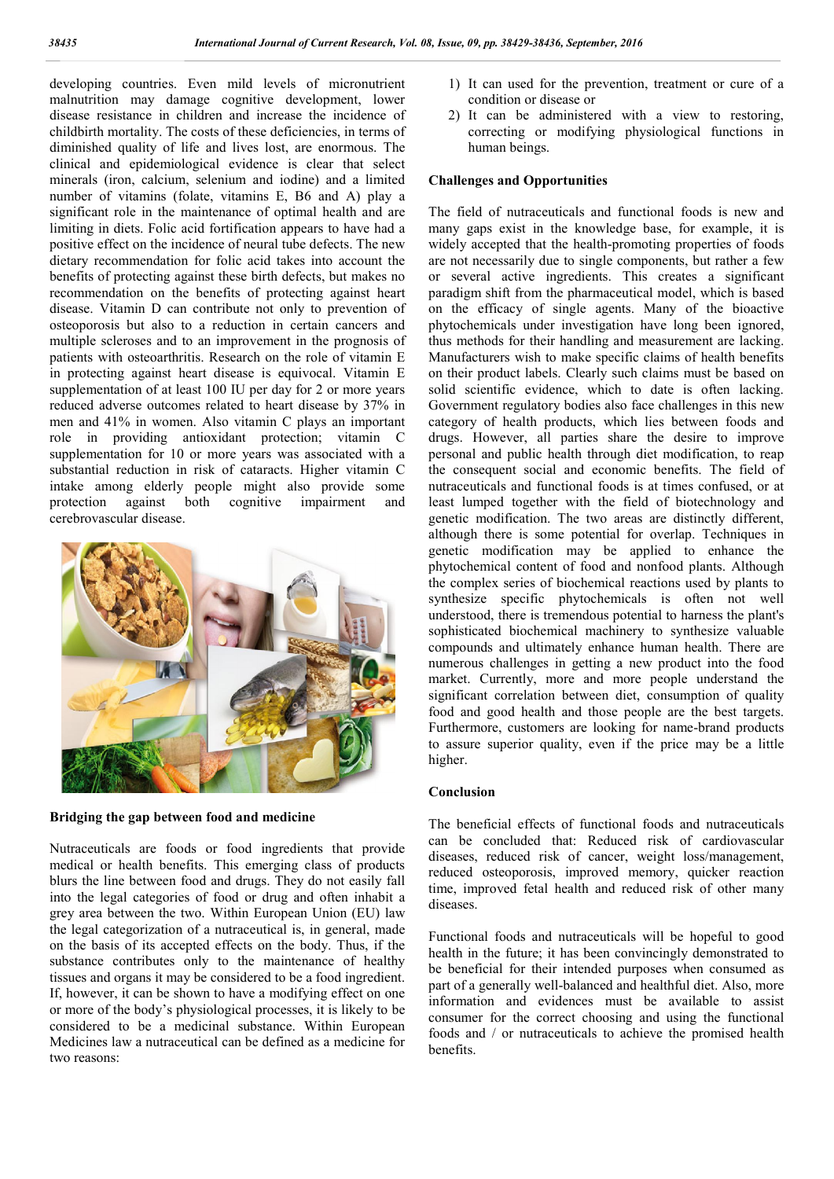developing countries. Even mild levels of micronutrient malnutrition may damage cognitive development, lower disease resistance in children and increase the incidence of childbirth mortality. The costs of these deficiencies, in terms of diminished quality of life and lives lost, are enormous. The clinical and epidemiological evidence is clear that select minerals (iron, calcium, selenium and iodine) and a limited number of vitamins (folate, vitamins E, B6 and A) play a significant role in the maintenance of optimal health and are limiting in diets. Folic acid fortification appears to have had a positive effect on the incidence of neural tube defects. The new dietary recommendation for folic acid takes into account the benefits of protecting against these birth defects, but makes no recommendation on the benefits of protecting against heart disease. Vitamin D can contribute not only to prevention of osteoporosis but also to a reduction in certain cancers and multiple scleroses and to an improvement in the prognosis of patients with osteoarthritis. Research on the role of vitamin E in protecting against heart disease is equivocal. Vitamin E supplementation of at least 100 IU per day for 2 or more years reduced adverse outcomes related to heart disease by 37% in men and 41% in women. Also vitamin C plays an important role in providing antioxidant protection; vitamin C supplementation for 10 or more years was associated with a substantial reduction in risk of cataracts. Higher vitamin C intake among elderly people might also provide some protection against both cognitive impairment and cerebrovascular disease.

**Bridging the gap between food and medicine**

Nutraceuticals are foods or food ingredients that provide medical or health benefits. This emerging class of products blurs the line between food and drugs. They do not easily fall into the legal categories of food or drug and often inhabit a grey area between the two. Within European Union (EU) law the legal categorization of a nutraceutical is, in general, made on the basis of its accepted effects on the body. Thus, if the substance contributes only to the maintenance of healthy tissues and organs it may be considered to be a food ingredient. If, however, it can be shown to have a modifying effect on one or more of the body's physiological processes, it is likely to be considered to be a medicinal substance. Within European Medicines law a nutraceutical can be defined as a medicine for two reasons:

1) It can used for the prevention, treatment or cure of a condition or disease or
2) It can be administered with a view to restoring, correcting or modifying physiological functions in human beings.

**Challenges and Opportunities**

The field of nutraceuticals and functional foods is new and many gaps exist in the knowledge base, for example, it is widely accepted that the health-promoting properties of foods are not necessarily due to single components, but rather a few or several active ingredients. This creates a significant paradigm shift from the pharmaceutical model, which is based on the efficacy of single agents. Many of the bioactive phytochemicals under investigation have long been ignored, thus methods for their handling and measurement are lacking. Manufacturers wish to make specific claims of health benefits on their product labels. Clearly such claims must be based on solid scientific evidence, which to date is often lacking. Government regulatory bodies also face challenges in this new category of health products, which lies between foods and drugs. However, all parties share the desire to improve personal and public health through diet modification, to reap the consequent social and economic benefits. The field of nutraceuticals and functional foods is at times confused, or at least lumped together with the field of biotechnology and genetic modification. The two areas are distinctly different, although there is some potential for overlap. Techniques in genetic modification may be applied to enhance the phytochemical content of food and nonfood plants. Although the complex series of biochemical reactions used by plants to synthesize specific phytochemicals is often not well understood, there is tremendous potential to harness the plant's sophisticated biochemical machinery to synthesize valuable compounds and ultimately enhance human health. There are numerous challenges in getting a new product into the food market. Currently, more and more people understand the significant correlation between diet, consumption of quality food and good health and those people are the best targets. Furthermore, customers are looking for name-brand products to assure superior quality, even if the price may be a little higher.

**Conclusion**

The beneficial effects of functional foods and nutraceuticals can be concluded that: Reduced risk of cardiovascular diseases, reduced risk of cancer, weight loss/management, reduced osteoporosis, improved memory, quicker reaction time, improved fetal health and reduced risk of other many diseases.

Functional foods and nutraceuticals will be hopeful to good health in the future; it has been convincingly demonstrated to be beneficial for their intended purposes when consumed as part of a generally well-balanced and healthful diet. Also, more information and evidences must be available to assist consumer for the correct choosing and using the functional foods and / or nutraceuticals to achieve the promised health benefits.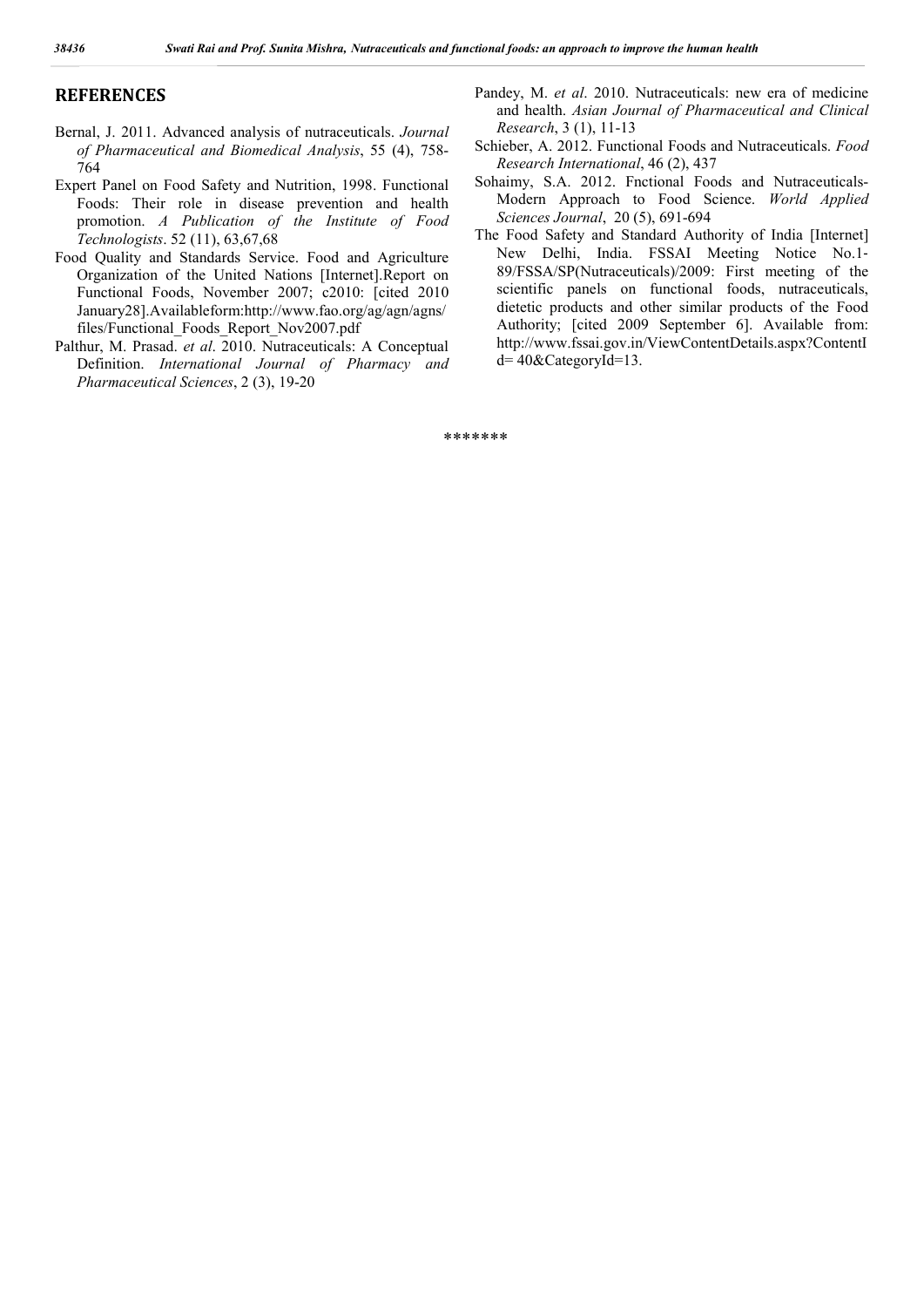## REFERENCES

Bernal, J. 2011. Advanced analysis of nutraceuticals. *Journal of Pharmaceutical and Biomedical Analysis*, 55 (4), 758-764

Expert Panel on Food Safety and Nutrition, 1998. Functional Foods: Their role in disease prevention and health promotion. *A Publication of the Institute of Food Technologists*. 52 (11), 63,67,68

Food Quality and Standards Service. Food and Agriculture Organization of the United Nations [Internet].Report on Functional Foods, November 2007; c2010: [cited 2010 January28].Availableform:http://www.fao.org/ag/agn/agns/files/Functional_Foods_Report_Nov2007.pdf

Palthur, M. Prasad. *et al*. 2010. Nutraceuticals: A Conceptual Definition. *International Journal of Pharmacy and Pharmaceutical Sciences*, 2 (3), 19-20

Pandey, M. *et al*. 2010. Nutraceuticals: new era of medicine and health. *Asian Journal of Pharmaceutical and Clinical Research*, 3 (1), 11-13

Schieber, A. 2012. Functional Foods and Nutraceuticals. *Food Research International*, 46 (2), 437

Sohaimy, S.A. 2012. Fnctional Foods and Nutraceuticals-Modern Approach to Food Science. *World Applied Sciences Journal*, 20 (5), 691-694

The Food Safety and Standard Authority of India [Internet] New Delhi, India. FSSAI Meeting Notice No.1-89/FSSA/SP(Nutraceuticals)/2009: First meeting of the scientific panels on functional foods, nutraceuticals, dietetic products and other similar products of the Food Authority; [cited 2009 September 6]. Available from: http://www.fssai.gov.in/ViewContentDetails.aspx?ContentId= 40&CategoryId=13.

*******